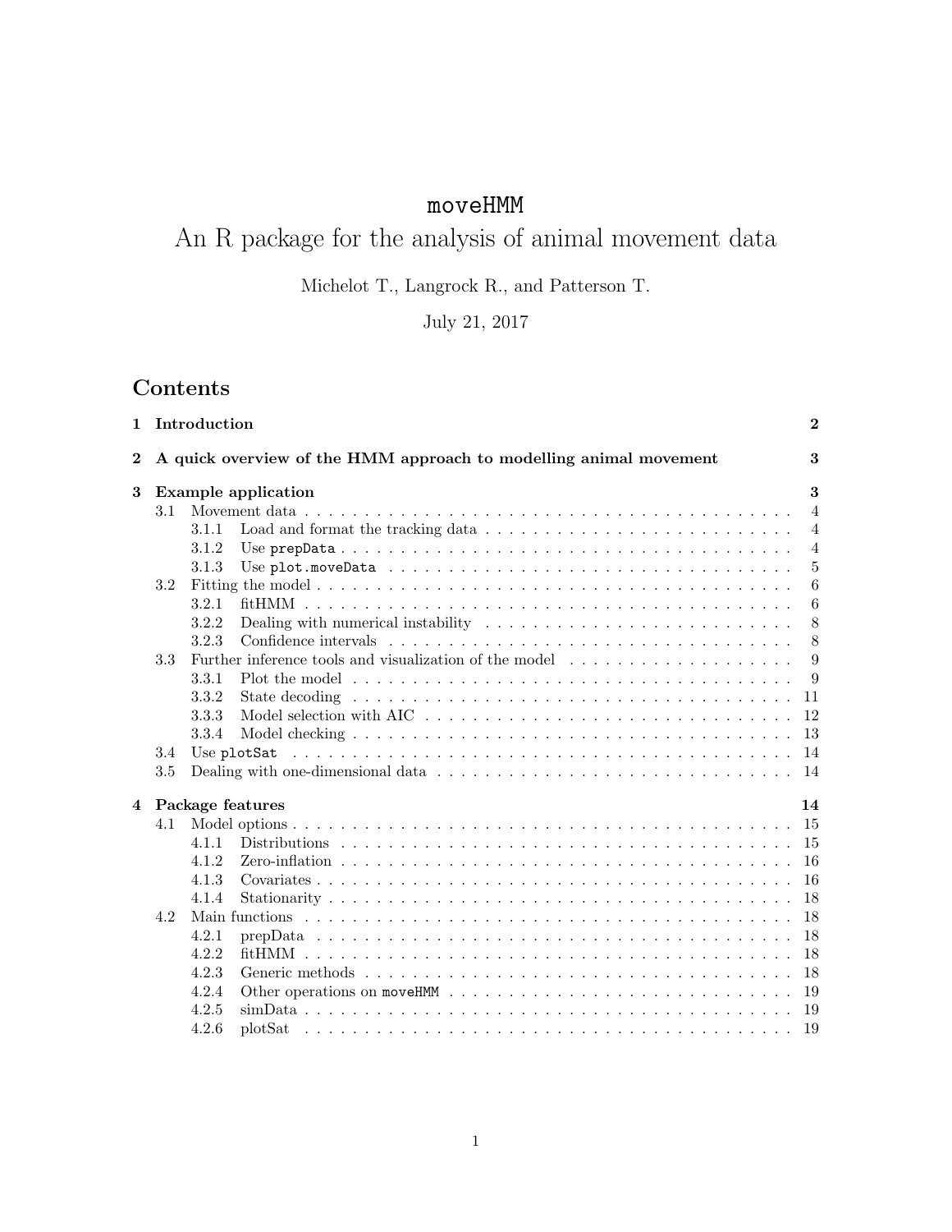# `moveHMM`

# An R package for the analysis of animal movement data

Michelot T., Langrock R., and Patterson T.

July 21, 2017

## Contents

**1 Introduction** ..... **2**

**2 A quick overview of the HMM approach to modelling animal movement** ..... **3**

**3 Example application** ..... **3**

- 3.1 Movement data ..... 4
  - 3.1.1 Load and format the tracking data ..... 4
  - 3.1.2 Use `prepData` ..... 4
  - 3.1.3 Use `plot.moveData` ..... 5
- 3.2 Fitting the model ..... 6
  - 3.2.1 fitHMM ..... 6
  - 3.2.2 Dealing with numerical instability ..... 8
  - 3.2.3 Confidence intervals ..... 8
- 3.3 Further inference tools and visualization of the model ..... 9
  - 3.3.1 Plot the model ..... 9
  - 3.3.2 State decoding ..... 11
  - 3.3.3 Model selection with AIC ..... 12
  - 3.3.4 Model checking ..... 13
- 3.4 Use `plotSat` ..... 14
- 3.5 Dealing with one-dimensional data ..... 14

**4 Package features** ..... **14**

- 4.1 Model options ..... 15
  - 4.1.1 Distributions ..... 15
  - 4.1.2 Zero-inflation ..... 16
  - 4.1.3 Covariates ..... 16
  - 4.1.4 Stationarity ..... 18
- 4.2 Main functions ..... 18
  - 4.2.1 prepData ..... 18
  - 4.2.2 fitHMM ..... 18
  - 4.2.3 Generic methods ..... 18
  - 4.2.4 Other operations on `moveHMM` ..... 19
  - 4.2.5 simData ..... 19
  - 4.2.6 plotSat ..... 19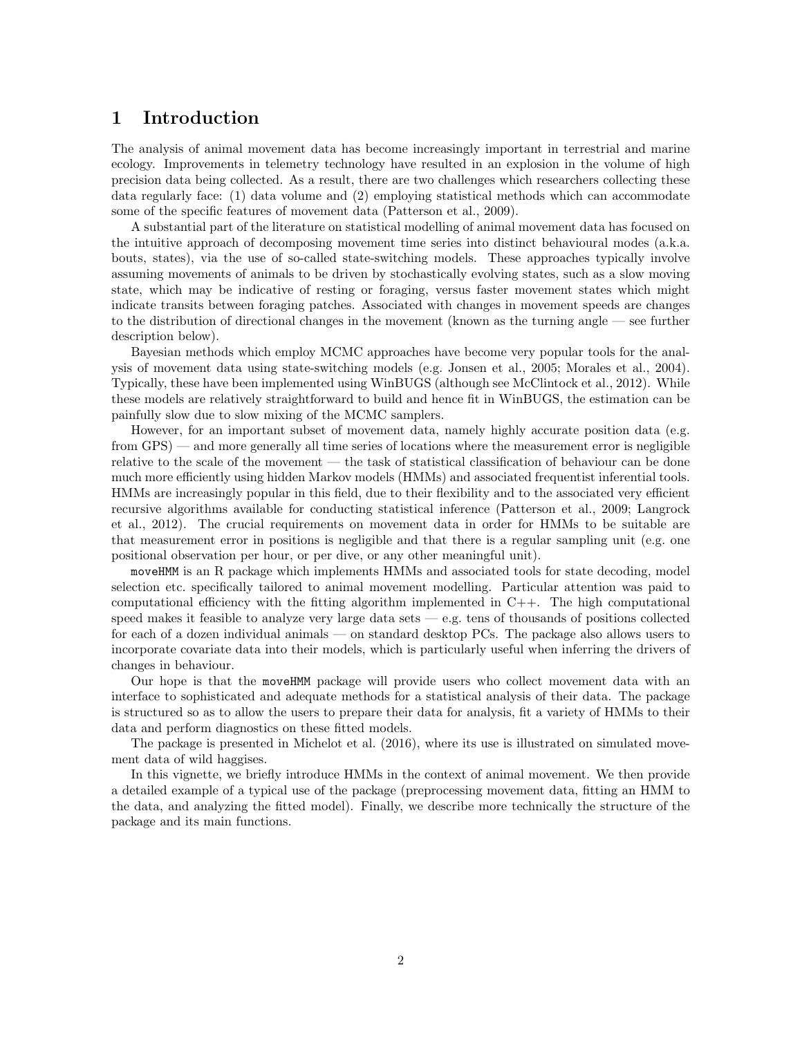# 1 Introduction

The analysis of animal movement data has become increasingly important in terrestrial and marine ecology. Improvements in telemetry technology have resulted in an explosion in the volume of high precision data being collected. As a result, there are two challenges which researchers collecting these data regularly face: (1) data volume and (2) employing statistical methods which can accommodate some of the specific features of movement data (Patterson et al., 2009).

A substantial part of the literature on statistical modelling of animal movement data has focused on the intuitive approach of decomposing movement time series into distinct behavioural modes (a.k.a. bouts, states), via the use of so-called state-switching models. These approaches typically involve assuming movements of animals to be driven by stochastically evolving states, such as a slow moving state, which may be indicative of resting or foraging, versus faster movement states which might indicate transits between foraging patches. Associated with changes in movement speeds are changes to the distribution of directional changes in the movement (known as the turning angle — see further description below).

Bayesian methods which employ MCMC approaches have become very popular tools for the analysis of movement data using state-switching models (e.g. Jonsen et al., 2005; Morales et al., 2004). Typically, these have been implemented using WinBUGS (although see McClintock et al., 2012). While these models are relatively straightforward to build and hence fit in WinBUGS, the estimation can be painfully slow due to slow mixing of the MCMC samplers.

However, for an important subset of movement data, namely highly accurate position data (e.g. from GPS) — and more generally all time series of locations where the measurement error is negligible relative to the scale of the movement — the task of statistical classification of behaviour can be done much more efficiently using hidden Markov models (HMMs) and associated frequentist inferential tools. HMMs are increasingly popular in this field, due to their flexibility and to the associated very efficient recursive algorithms available for conducting statistical inference (Patterson et al., 2009; Langrock et al., 2012). The crucial requirements on movement data in order for HMMs to be suitable are that measurement error in positions is negligible and that there is a regular sampling unit (e.g. one positional observation per hour, or per dive, or any other meaningful unit).

`moveHMM` is an R package which implements HMMs and associated tools for state decoding, model selection etc. specifically tailored to animal movement modelling. Particular attention was paid to computational efficiency with the fitting algorithm implemented in C++. The high computational speed makes it feasible to analyze very large data sets — e.g. tens of thousands of positions collected for each of a dozen individual animals — on standard desktop PCs. The package also allows users to incorporate covariate data into their models, which is particularly useful when inferring the drivers of changes in behaviour.

Our hope is that the `moveHMM` package will provide users who collect movement data with an interface to sophisticated and adequate methods for a statistical analysis of their data. The package is structured so as to allow the users to prepare their data for analysis, fit a variety of HMMs to their data and perform diagnostics on these fitted models.

The package is presented in Michelot et al. (2016), where its use is illustrated on simulated movement data of wild haggises.

In this vignette, we briefly introduce HMMs in the context of animal movement. We then provide a detailed example of a typical use of the package (preprocessing movement data, fitting an HMM to the data, and analyzing the fitted model). Finally, we describe more technically the structure of the package and its main functions.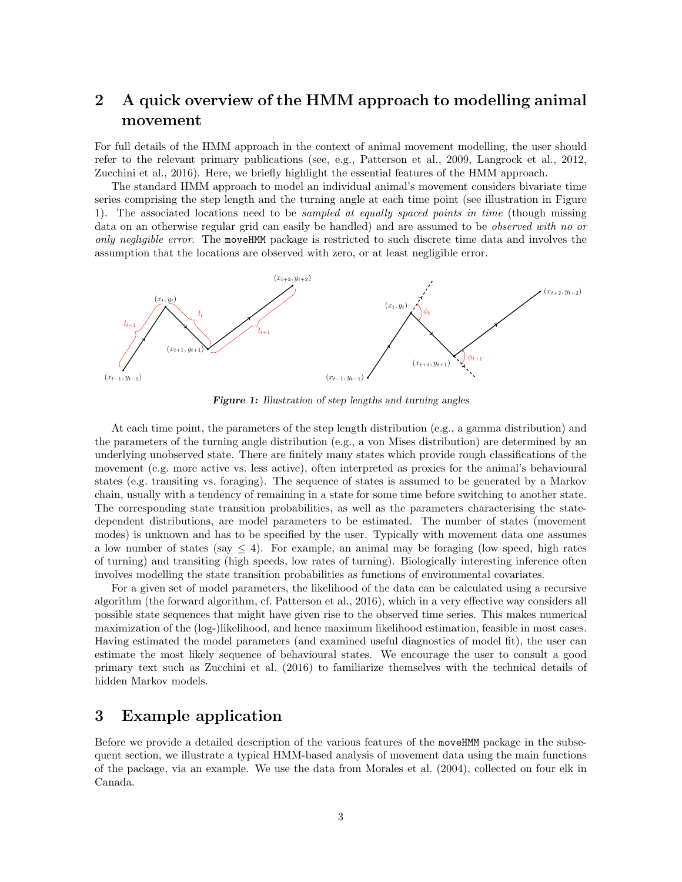## 2 A quick overview of the HMM approach to modelling animal movement

For full details of the HMM approach in the context of animal movement modelling, the user should refer to the relevant primary publications (see, e.g., Patterson et al., 2009, Langrock et al., 2012, Zucchini et al., 2016). Here, we briefly highlight the essential features of the HMM approach.

The standard HMM approach to model an individual animal's movement considers bivariate time series comprising the step length and the turning angle at each time point (see illustration in Figure 1). The associated locations need to be *sampled at equally spaced points in time* (though missing data on an otherwise regular grid can easily be handled) and are assumed to be *observed with no or only negligible error*. The `moveHMM` package is restricted to such discrete time data and involves the assumption that the locations are observed with zero, or at least negligible error.

***Figure 1:*** *Illustration of step lengths and turning angles*

At each time point, the parameters of the step length distribution (e.g., a gamma distribution) and the parameters of the turning angle distribution (e.g., a von Mises distribution) are determined by an underlying unobserved state. There are finitely many states which provide rough classifications of the movement (e.g. more active vs. less active), often interpreted as proxies for the animal's behavioural states (e.g. transiting vs. foraging). The sequence of states is assumed to be generated by a Markov chain, usually with a tendency of remaining in a state for some time before switching to another state. The corresponding state transition probabilities, as well as the parameters characterising the state-dependent distributions, are model parameters to be estimated. The number of states (movement modes) is unknown and has to be specified by the user. Typically with movement data one assumes a low number of states (say $\leq 4$). For example, an animal may be foraging (low speed, high rates of turning) and transiting (high speeds, low rates of turning). Biologically interesting inference often involves modelling the state transition probabilities as functions of environmental covariates.

For a given set of model parameters, the likelihood of the data can be calculated using a recursive algorithm (the forward algorithm, cf. Patterson et al., 2016), which in a very effective way considers all possible state sequences that might have given rise to the observed time series. This makes numerical maximization of the (log-)likelihood, and hence maximum likelihood estimation, feasible in most cases. Having estimated the model parameters (and examined useful diagnostics of model fit), the user can estimate the most likely sequence of behavioural states. We encourage the user to consult a good primary text such as Zucchini et al. (2016) to familiarize themselves with the technical details of hidden Markov models.

## 3 Example application

Before we provide a detailed description of the various features of the `moveHMM` package in the subsequent section, we illustrate a typical HMM-based analysis of movement data using the main functions of the package, via an example. We use the data from Morales et al. (2004), collected on four elk in Canada.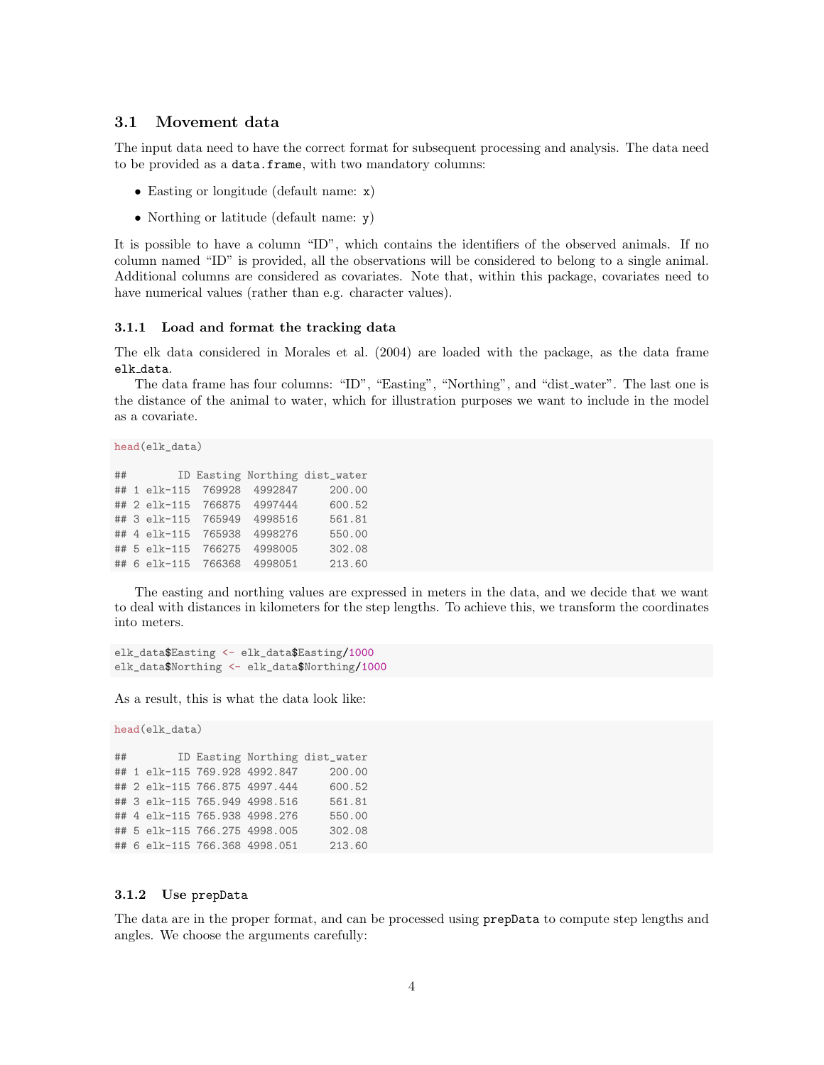### 3.1 Movement data

The input data need to have the correct format for subsequent processing and analysis. The data need to be provided as a `data.frame`, with two mandatory columns:

- Easting or longitude (default name: `x`)
- Northing or latitude (default name: `y`)

It is possible to have a column "ID", which contains the identifiers of the observed animals. If no column named "ID" is provided, all the observations will be considered to belong to a single animal. Additional columns are considered as covariates. Note that, within this package, covariates need to have numerical values (rather than e.g. character values).

#### 3.1.1 Load and format the tracking data

The elk data considered in Morales et al. (2004) are loaded with the package, as the data frame `elk_data`.

The data frame has four columns: "ID", "Easting", "Northing", and "dist_water". The last one is the distance of the animal to water, which for illustration purposes we want to include in the model as a covariate.

```
head(elk_data)

##        ID Easting Northing dist_water
## 1 elk-115  769928  4992847     200.00
## 2 elk-115  766875  4997444     600.52
## 3 elk-115  765949  4998516     561.81
## 4 elk-115  765938  4998276     550.00
## 5 elk-115  766275  4998005     302.08
## 6 elk-115  766368  4998051     213.60
```

The easting and northing values are expressed in meters in the data, and we decide that we want to deal with distances in kilometers for the step lengths. To achieve this, we transform the coordinates into meters.

```
elk_data$Easting <- elk_data$Easting/1000
elk_data$Northing <- elk_data$Northing/1000
```

As a result, this is what the data look like:

```
head(elk_data)

##        ID Easting Northing dist_water
## 1 elk-115 769.928 4992.847     200.00
## 2 elk-115 766.875 4997.444     600.52
## 3 elk-115 765.949 4998.516     561.81
## 4 elk-115 765.938 4998.276     550.00
## 5 elk-115 766.275 4998.005     302.08
## 6 elk-115 766.368 4998.051     213.60
```

#### 3.1.2 Use `prepData`

The data are in the proper format, and can be processed using `prepData` to compute step lengths and angles. We choose the arguments carefully: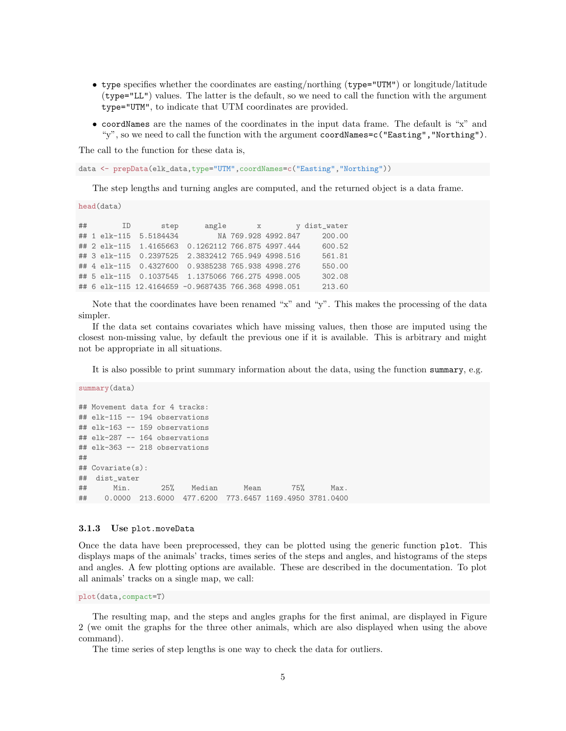- `type` specifies whether the coordinates are easting/northing (`type="UTM"`) or longitude/latitude (`type="LL"`) values. The latter is the default, so we need to call the function with the argument `type="UTM"`, to indicate that UTM coordinates are provided.
- `coordNames` are the names of the coordinates in the input data frame. The default is "x" and "y", so we need to call the function with the argument `coordNames=c("Easting","Northing")`.

The call to the function for these data is,

```
data <- prepData(elk_data,type="UTM",coordNames=c("Easting","Northing"))
```

The step lengths and turning angles are computed, and the returned object is a data frame.

```
head(data)

##        ID       step      angle       x        y dist_water
## 1 elk-115  5.5184434         NA 769.928 4992.847     200.00
## 2 elk-115  1.4165663  0.1262112 766.875 4997.444     600.52
## 3 elk-115  0.2397525  2.3832412 765.949 4998.516     561.81
## 4 elk-115  0.4327600  0.9385238 765.938 4998.276     550.00
## 5 elk-115  0.1037545  1.1375066 766.275 4998.005     302.08
## 6 elk-115 12.4164659 -0.9687435 766.368 4998.051     213.60
```

Note that the coordinates have been renamed "x" and "y". This makes the processing of the data simpler.

If the data set contains covariates which have missing values, then those are imputed using the closest non-missing value, by default the previous one if it is available. This is arbitrary and might not be appropriate in all situations.

It is also possible to print summary information about the data, using the function `summary`, e.g.

```
summary(data)

## Movement data for 4 tracks:
## elk-115 -- 194 observations
## elk-163 -- 159 observations
## elk-287 -- 164 observations
## elk-363 -- 218 observations
##
## Covariate(s):
##  dist_water
##      Min.       25%    Median      Mean       75%      Max.
##    0.0000  213.6000  477.6200  773.6457 1169.4950 3781.0400
```

### 3.1.3 Use `plot.moveData`

Once the data have been preprocessed, they can be plotted using the generic function `plot`. This displays maps of the animals' tracks, times series of the steps and angles, and histograms of the steps and angles. A few plotting options are available. These are described in the documentation. To plot all animals' tracks on a single map, we call:

```
plot(data,compact=T)
```

The resulting map, and the steps and angles graphs for the first animal, are displayed in Figure 2 (we omit the graphs for the three other animals, which are also displayed when using the above command).

The time series of step lengths is one way to check the data for outliers.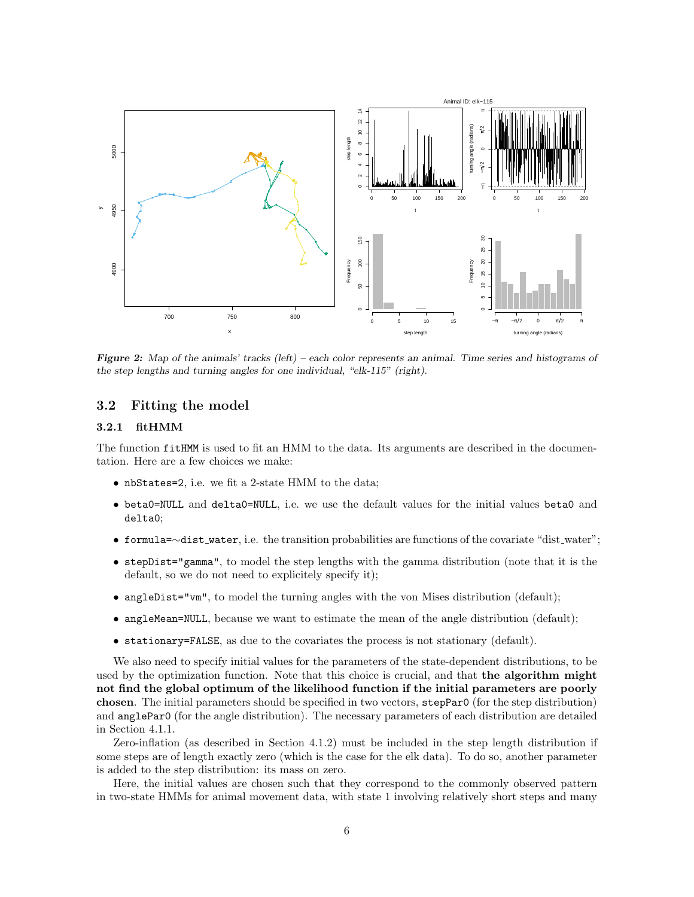*Figure 2: Map of the animals' tracks (left) – each color represents an animal. Time series and histograms of the step lengths and turning angles for one individual, "elk-115" (right).*

## 3.2 Fitting the model

### 3.2.1 fitHMM

The function `fitHMM` is used to fit an HMM to the data. Its arguments are described in the documentation. Here are a few choices we make:

- `nbStates=2`, i.e. we fit a 2-state HMM to the data;
- `beta0=NULL` and `delta0=NULL`, i.e. we use the default values for the initial values `beta0` and `delta0`;
- `formula=∼dist_water`, i.e. the transition probabilities are functions of the covariate "dist_water";
- `stepDist="gamma"`, to model the step lengths with the gamma distribution (note that it is the default, so we do not need to explicitely specify it);
- `angleDist="vm"`, to model the turning angles with the von Mises distribution (default);
- `angleMean=NULL`, because we want to estimate the mean of the angle distribution (default);
- `stationary=FALSE`, as due to the covariates the process is not stationary (default).

We also need to specify initial values for the parameters of the state-dependent distributions, to be used by the optimization function. Note that this choice is crucial, and that **the algorithm might not find the global optimum of the likelihood function if the initial parameters are poorly chosen**. The initial parameters should be specified in two vectors, `stepPar0` (for the step distribution) and `anglePar0` (for the angle distribution). The necessary parameters of each distribution are detailed in Section 4.1.1.

Zero-inflation (as described in Section 4.1.2) must be included in the step length distribution if some steps are of length exactly zero (which is the case for the elk data). To do so, another parameter is added to the step distribution: its mass on zero.

Here, the initial values are chosen such that they correspond to the commonly observed pattern in two-state HMMs for animal movement data, with state 1 involving relatively short steps and many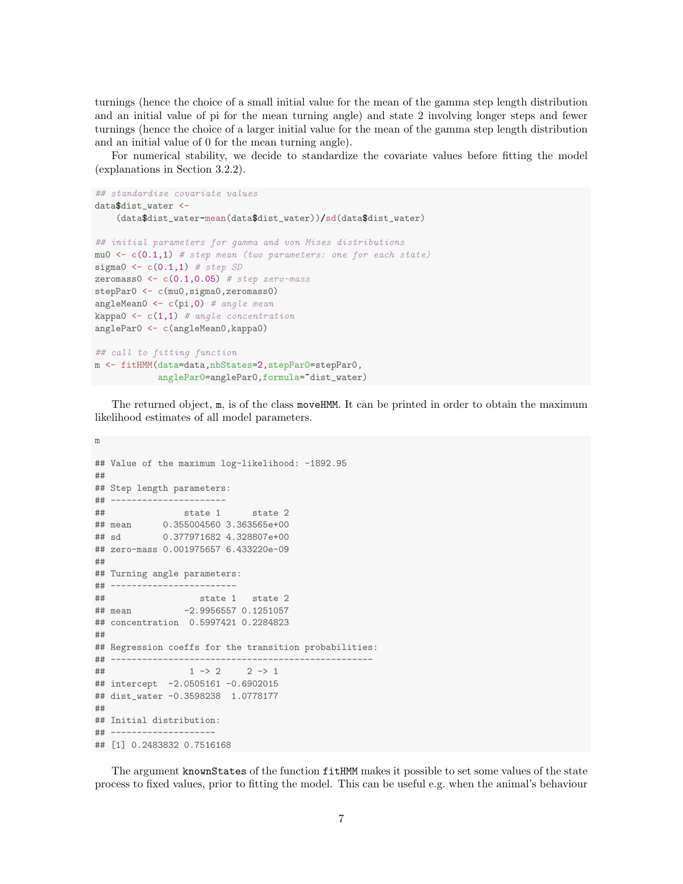turnings (hence the choice of a small initial value for the mean of the gamma step length distribution and an initial value of pi for the mean turning angle) and state 2 involving longer steps and fewer turnings (hence the choice of a larger initial value for the mean of the gamma step length distribution and an initial value of 0 for the mean turning angle).

For numerical stability, we decide to standardize the covariate values before fitting the model (explanations in Section 3.2.2).

```
## standardize covariate values
data$dist_water <-
    (data$dist_water-mean(data$dist_water))/sd(data$dist_water)

## initial parameters for gamma and von Mises distributions
mu0 <- c(0.1,1) # step mean (two parameters: one for each state)
sigma0 <- c(0.1,1) # step SD
zeromass0 <- c(0.1,0.05) # step zero-mass
stepPar0 <- c(mu0,sigma0,zeromass0)
angleMean0 <- c(pi,0) # angle mean
kappa0 <- c(1,1) # angle concentration
anglePar0 <- c(angleMean0,kappa0)

## call to fitting function
m <- fitHMM(data=data,nbStates=2,stepPar0=stepPar0,
            anglePar0=anglePar0,formula=~dist_water)
```

The returned object, `m`, is of the class `moveHMM`. It can be printed in order to obtain the maximum likelihood estimates of all model parameters.

```
m

## Value of the maximum log-likelihood: -1892.95
##
## Step length parameters:
## ----------------------
##               state 1      state 2
## mean      0.355004560 3.363565e+00
## sd        0.377971682 4.328807e+00
## zero-mass 0.001975657 6.433220e-09
##
## Turning angle parameters:
## ------------------------
##                  state 1   state 2
## mean          -2.9956557 0.1251057
## concentration  0.5997421 0.2284823
##
## Regression coeffs for the transition probabilities:
## --------------------------------------------------
##                1 -> 2     2 -> 1
## intercept  -2.0505161 -0.6902015
## dist_water -0.3598238  1.0778177
##
## Initial distribution:
## --------------------
## [1] 0.2483832 0.7516168
```

The argument `knownStates` of the function `fitHMM` makes it possible to set some values of the state process to fixed values, prior to fitting the model. This can be useful e.g. when the animal's behaviour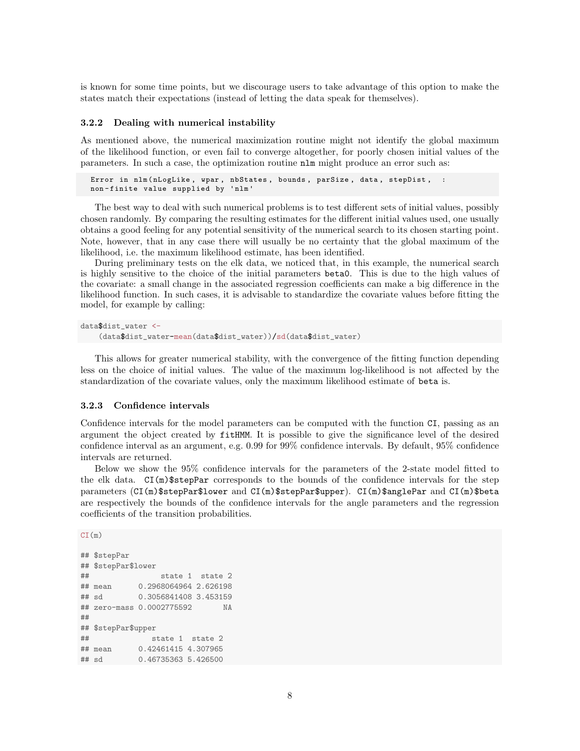is known for some time points, but we discourage users to take advantage of this option to make the states match their expectations (instead of letting the data speak for themselves).

### 3.2.2 Dealing with numerical instability

As mentioned above, the numerical maximization routine might not identify the global maximum of the likelihood function, or even fail to converge altogether, for poorly chosen initial values of the parameters. In such a case, the optimization routine `nlm` might produce an error such as:

```
Error in nlm(nLogLike, wpar, nbStates, bounds, parSize, data, stepDist,  :
non-finite value supplied by 'nlm'
```

The best way to deal with such numerical problems is to test different sets of initial values, possibly chosen randomly. By comparing the resulting estimates for the different initial values used, one usually obtains a good feeling for any potential sensitivity of the numerical search to its chosen starting point. Note, however, that in any case there will usually be no certainty that the global maximum of the likelihood, i.e. the maximum likelihood estimate, has been identified.

During preliminary tests on the elk data, we noticed that, in this example, the numerical search is highly sensitive to the choice of the initial parameters `beta0`. This is due to the high values of the covariate: a small change in the associated regression coefficients can make a big difference in the likelihood function. In such cases, it is advisable to standardize the covariate values before fitting the model, for example by calling:

```
data$dist_water <-
    (data$dist_water-mean(data$dist_water))/sd(data$dist_water)
```

This allows for greater numerical stability, with the convergence of the fitting function depending less on the choice of initial values. The value of the maximum log-likelihood is not affected by the standardization of the covariate values, only the maximum likelihood estimate of `beta` is.

### 3.2.3 Confidence intervals

Confidence intervals for the model parameters can be computed with the function `CI`, passing as an argument the object created by `fitHMM`. It is possible to give the significance level of the desired confidence interval as an argument, e.g. 0.99 for 99% confidence intervals. By default, 95% confidence intervals are returned.

Below we show the 95% confidence intervals for the parameters of the 2-state model fitted to the elk data. `CI(m)$stepPar` corresponds to the bounds of the confidence intervals for the step parameters (`CI(m)$stepPar$lower` and `CI(m)$stepPar$upper`). `CI(m)$anglePar` and `CI(m)$beta` are respectively the bounds of the confidence intervals for the angle parameters and the regression coefficients of the transition probabilities.

```
CI(m)

## $stepPar
## $stepPar$lower
##                 state 1  state 2
## mean      0.2968064964 2.626198
## sd        0.3056841408 3.453159
## zero-mass 0.0002775592       NA
##
## $stepPar$upper
##              state 1  state 2
## mean      0.42461415 4.307965
## sd        0.46735363 5.426500
```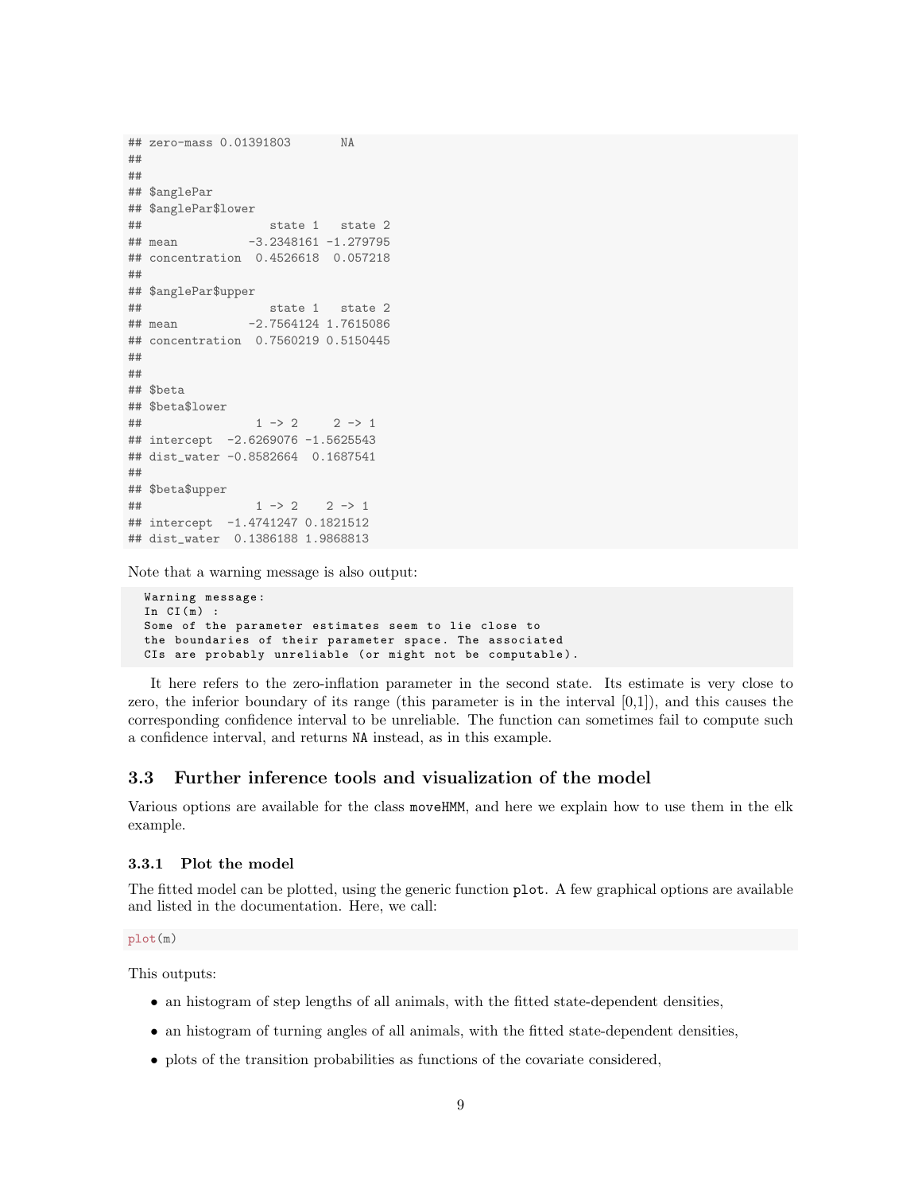```
## zero-mass 0.01391803       NA
##
##
## $anglePar
## $anglePar$lower
##                  state 1   state 2
## mean          -3.2348161 -1.279795
## concentration  0.4526618  0.057218
##
## $anglePar$upper
##                  state 1   state 2
## mean          -2.7564124 1.7615086
## concentration  0.7560219 0.5150445
##
##
## $beta
## $beta$lower
##                1 -> 2     2 -> 1
## intercept  -2.6269076 -1.5625543
## dist_water -0.8582664  0.1687541
##
## $beta$upper
##                1 -> 2    2 -> 1
## intercept  -1.4741247 0.1821512
## dist_water  0.1386188 1.9868813
```

Note that a warning message is also output:

```
Warning message:
In CI(m) :
Some of the parameter estimates seem to lie close to
the boundaries of their parameter space. The associated
CIs are probably unreliable (or might not be computable).
```

It here refers to the zero-inflation parameter in the second state. Its estimate is very close to zero, the inferior boundary of its range (this parameter is in the interval [0,1]), and this causes the corresponding confidence interval to be unreliable. The function can sometimes fail to compute such a confidence interval, and returns `NA` instead, as in this example.

## 3.3 Further inference tools and visualization of the model

Various options are available for the class `moveHMM`, and here we explain how to use them in the elk example.

### 3.3.1 Plot the model

The fitted model can be plotted, using the generic function `plot`. A few graphical options are available and listed in the documentation. Here, we call:

```
plot(m)
```

This outputs:

- an histogram of step lengths of all animals, with the fitted state-dependent densities,
- an histogram of turning angles of all animals, with the fitted state-dependent densities,
- plots of the transition probabilities as functions of the covariate considered,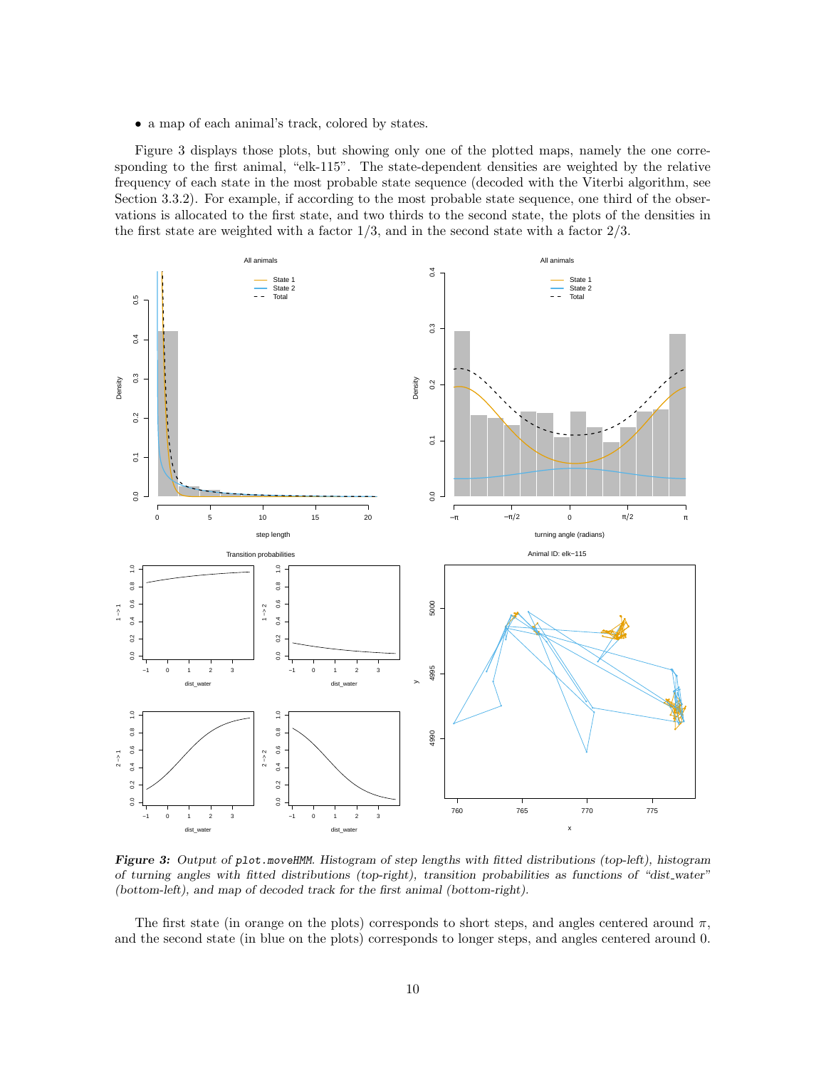- a map of each animal's track, colored by states.

Figure 3 displays those plots, but showing only one of the plotted maps, namely the one corresponding to the first animal, "elk-115". The state-dependent densities are weighted by the relative frequency of each state in the most probable state sequence (decoded with the Viterbi algorithm, see Section 3.3.2). For example, if according to the most probable state sequence, one third of the observations is allocated to the first state, and two thirds to the second state, the plots of the densities in the first state are weighted with a factor 1/3, and in the second state with a factor 2/3.

***Figure 3:*** *Output of* `plot.moveHMM`*. Histogram of step lengths with fitted distributions (top-left), histogram of turning angles with fitted distributions (top-right), transition probabilities as functions of "dist_water" (bottom-left), and map of decoded track for the first animal (bottom-right).*

The first state (in orange on the plots) corresponds to short steps, and angles centered around $\pi$, and the second state (in blue on the plots) corresponds to longer steps, and angles centered around 0.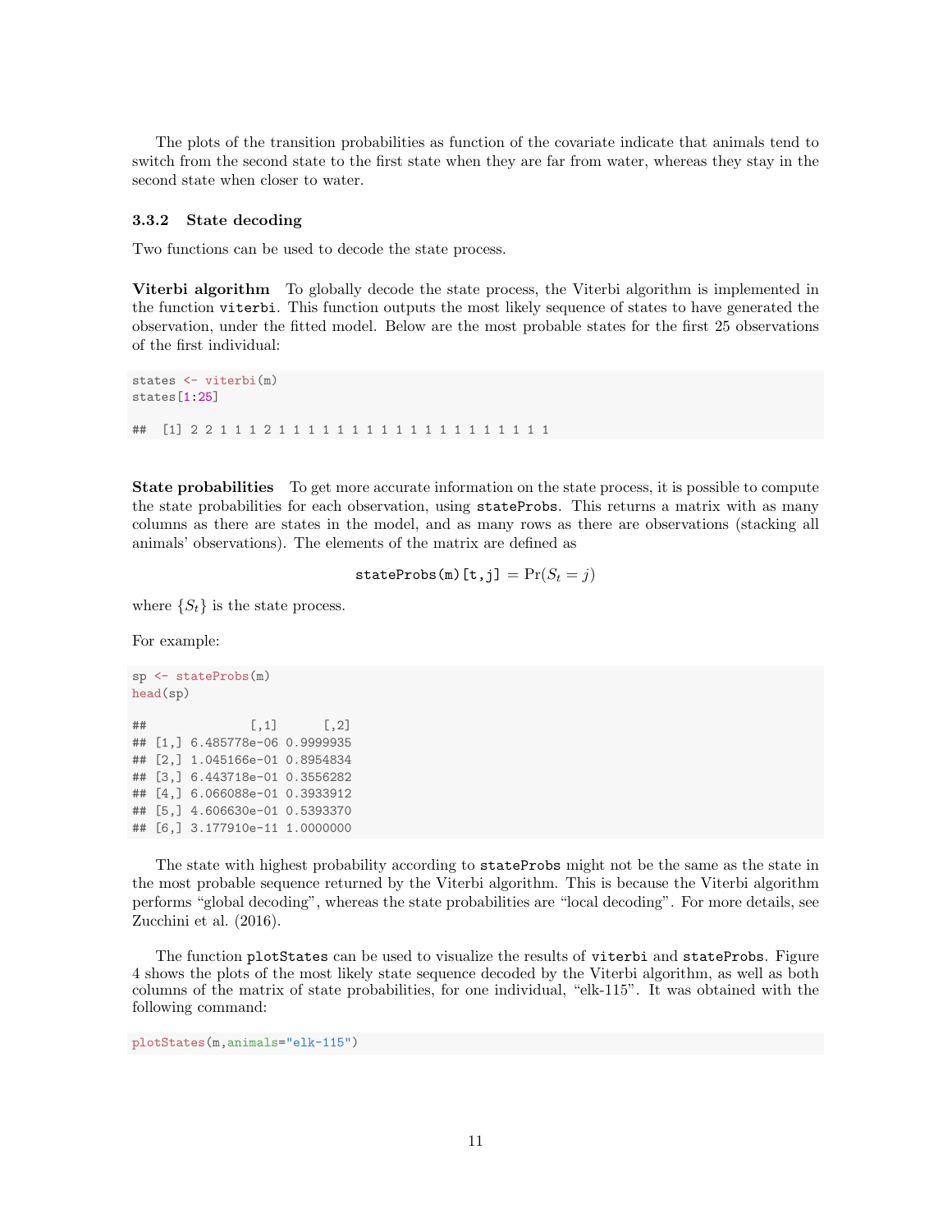The plots of the transition probabilities as function of the covariate indicate that animals tend to switch from the second state to the first state when they are far from water, whereas they stay in the second state when closer to water.

### 3.3.2 State decoding

Two functions can be used to decode the state process.

**Viterbi algorithm** To globally decode the state process, the Viterbi algorithm is implemented in the function `viterbi`. This function outputs the most likely sequence of states to have generated the observation, under the fitted model. Below are the most probable states for the first 25 observations of the first individual:

```
states <- viterbi(m)
states[1:25]

##  [1] 2 2 1 1 1 2 1 1 1 1 1 1 1 1 1 1 1 1 1 1 1 1 1 1 1
```

**State probabilities** To get more accurate information on the state process, it is possible to compute the state probabilities for each observation, using `stateProbs`. This returns a matrix with as many columns as there are states in the model, and as many rows as there are observations (stacking all animals' observations). The elements of the matrix are defined as

$$\texttt{stateProbs(m)[t,j]} = \Pr(S_t = j)$$

where $\{S_t\}$ is the state process.

For example:

```
sp <- stateProbs(m)
head(sp)

##              [,1]      [,2]
## [1,] 6.485778e-06 0.9999935
## [2,] 1.045166e-01 0.8954834
## [3,] 6.443718e-01 0.3556282
## [4,] 6.066088e-01 0.3933912
## [5,] 4.606630e-01 0.5393370
## [6,] 3.177910e-11 1.0000000
```

The state with highest probability according to `stateProbs` might not be the same as the state in the most probable sequence returned by the Viterbi algorithm. This is because the Viterbi algorithm performs "global decoding", whereas the state probabilities are "local decoding". For more details, see Zucchini et al. (2016).

The function `plotStates` can be used to visualize the results of `viterbi` and `stateProbs`. Figure 4 shows the plots of the most likely state sequence decoded by the Viterbi algorithm, as well as both columns of the matrix of state probabilities, for one individual, "elk-115". It was obtained with the following command:

```
plotStates(m,animals="elk-115")
```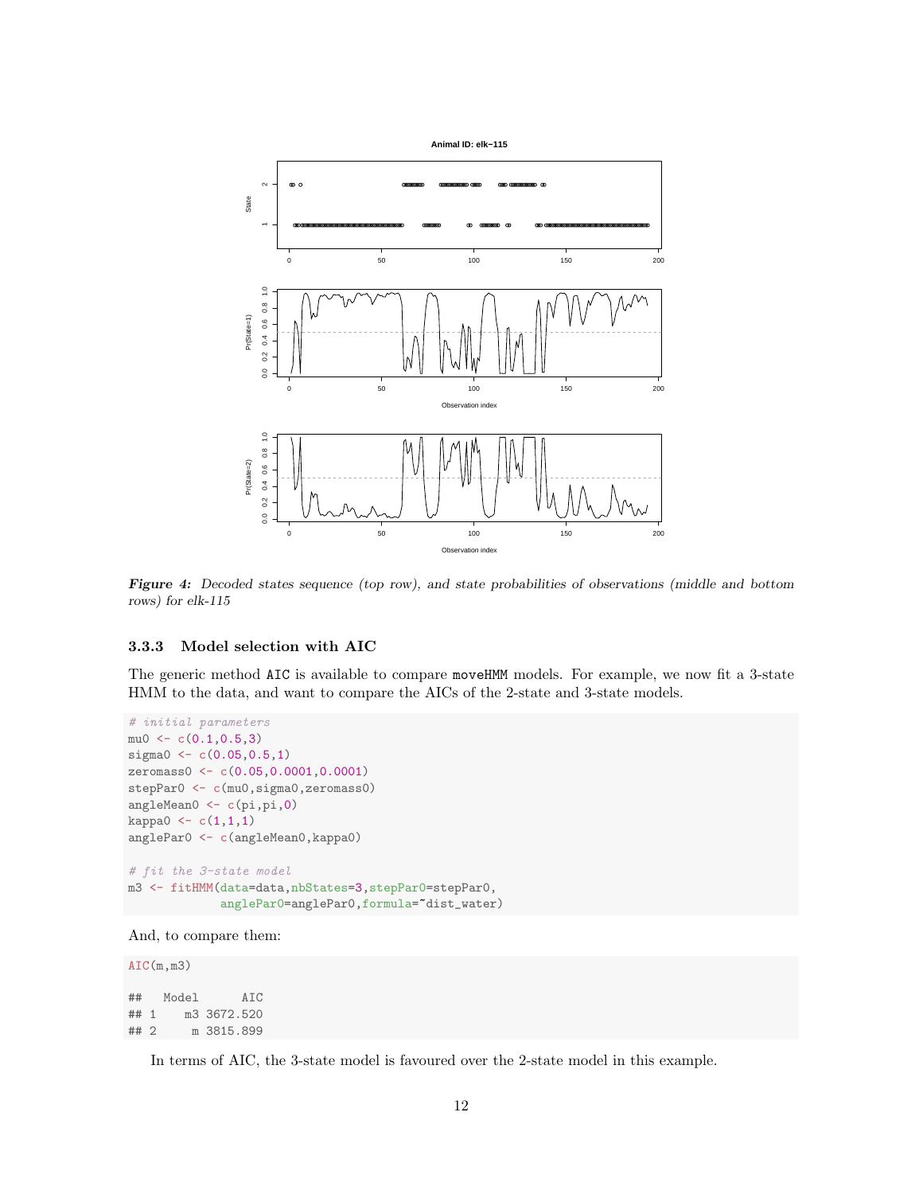*Figure 4:* *Decoded states sequence (top row), and state probabilities of observations (middle and bottom rows) for elk-115*

### 3.3.3 Model selection with AIC

The generic method `AIC` is available to compare `moveHMM` models. For example, we now fit a 3-state HMM to the data, and want to compare the AICs of the 2-state and 3-state models.

```
# initial parameters
mu0 <- c(0.1,0.5,3)
sigma0 <- c(0.05,0.5,1)
zeromass0 <- c(0.05,0.0001,0.0001)
stepPar0 <- c(mu0,sigma0,zeromass0)
angleMean0 <- c(pi,pi,0)
kappa0 <- c(1,1,1)
anglePar0 <- c(angleMean0,kappa0)

# fit the 3-state model
m3 <- fitHMM(data=data,nbStates=3,stepPar0=stepPar0,
             anglePar0=anglePar0,formula=~dist_water)
```

And, to compare them:

```
AIC(m,m3)

##   Model      AIC
## 1    m3 3672.520
## 2     m 3815.899
```

In terms of AIC, the 3-state model is favoured over the 2-state model in this example.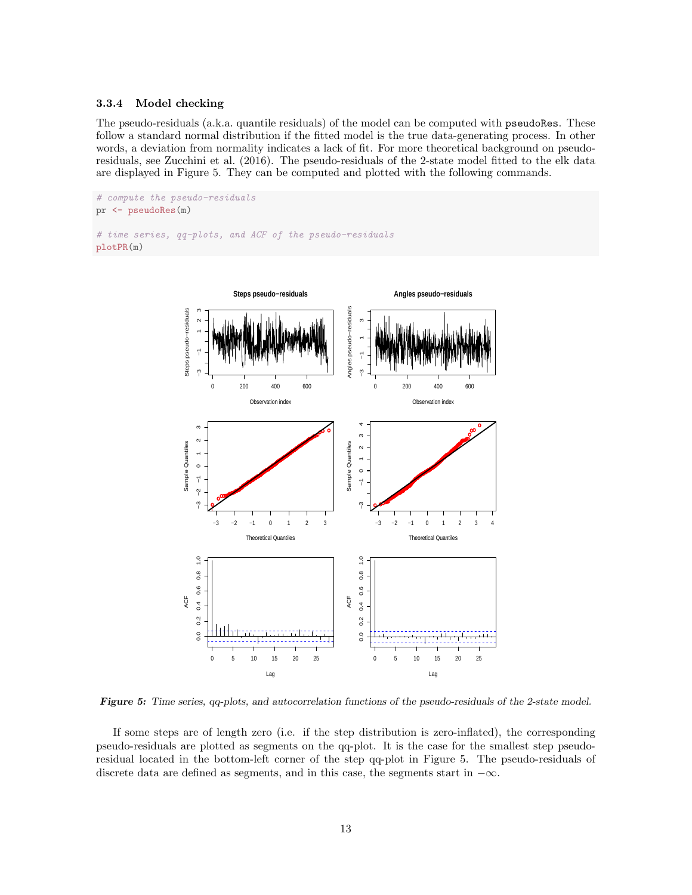### 3.3.4 Model checking

The pseudo-residuals (a.k.a. quantile residuals) of the model can be computed with `pseudoRes`. These follow a standard normal distribution if the fitted model is the true data-generating process. In other words, a deviation from normality indicates a lack of fit. For more theoretical background on pseudo-residuals, see Zucchini et al. (2016). The pseudo-residuals of the 2-state model fitted to the elk data are displayed in Figure 5. They can be computed and plotted with the following commands.

```
# compute the pseudo-residuals
pr <- pseudoRes(m)

# time series, qq-plots, and ACF of the pseudo-residuals
plotPR(m)
```

*Figure 5: Time series, qq-plots, and autocorrelation functions of the pseudo-residuals of the 2-state model.*

If some steps are of length zero (i.e. if the step distribution is zero-inflated), the corresponding pseudo-residuals are plotted as segments on the qq-plot. It is the case for the smallest step pseudo-residual located in the bottom-left corner of the step qq-plot in Figure 5. The pseudo-residuals of discrete data are defined as segments, and in this case, the segments start in $-\infty$.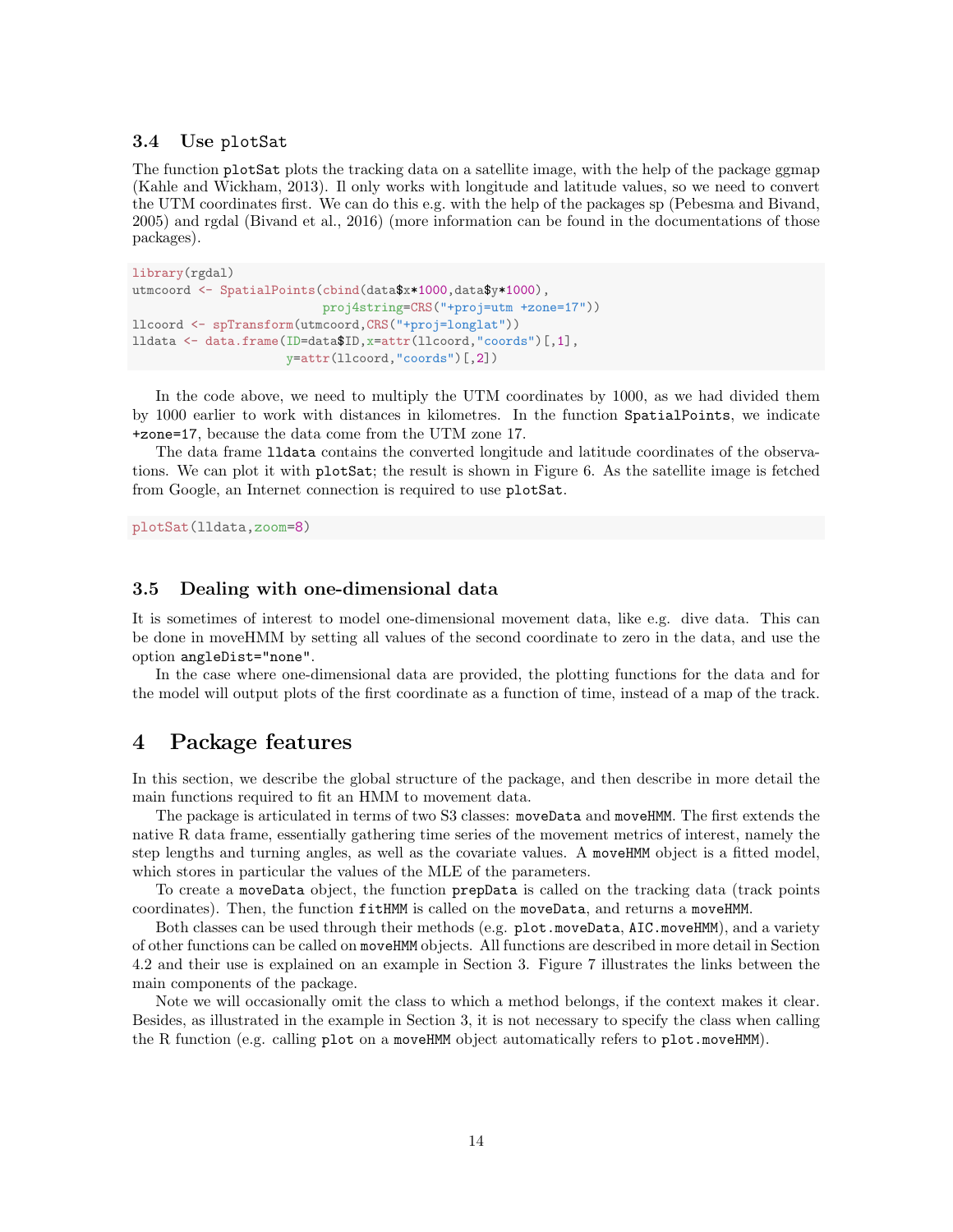### 3.4 Use `plotSat`

The function `plotSat` plots the tracking data on a satellite image, with the help of the package ggmap (Kahle and Wickham, 2013). Il only works with longitude and latitude values, so we need to convert the UTM coordinates first. We can do this e.g. with the help of the packages sp (Pebesma and Bivand, 2005) and rgdal (Bivand et al., 2016) (more information can be found in the documentations of those packages).

```
library(rgdal)
utmcoord <- SpatialPoints(cbind(data$x*1000,data$y*1000),
                          proj4string=CRS("+proj=utm +zone=17"))
llcoord <- spTransform(utmcoord,CRS("+proj=longlat"))
lldata <- data.frame(ID=data$ID,x=attr(llcoord,"coords")[,1],
                     y=attr(llcoord,"coords")[,2])
```

In the code above, we need to multiply the UTM coordinates by 1000, as we had divided them by 1000 earlier to work with distances in kilometres. In the function `SpatialPoints`, we indicate `+zone=17`, because the data come from the UTM zone 17.

The data frame `lldata` contains the converted longitude and latitude coordinates of the observations. We can plot it with `plotSat`; the result is shown in Figure 6. As the satellite image is fetched from Google, an Internet connection is required to use `plotSat`.

```
plotSat(lldata,zoom=8)
```

### 3.5 Dealing with one-dimensional data

It is sometimes of interest to model one-dimensional movement data, like e.g. dive data. This can be done in moveHMM by setting all values of the second coordinate to zero in the data, and use the option `angleDist="none"`.

In the case where one-dimensional data are provided, the plotting functions for the data and for the model will output plots of the first coordinate as a function of time, instead of a map of the track.

## 4 Package features

In this section, we describe the global structure of the package, and then describe in more detail the main functions required to fit an HMM to movement data.

The package is articulated in terms of two S3 classes: `moveData` and `moveHMM`. The first extends the native R data frame, essentially gathering time series of the movement metrics of interest, namely the step lengths and turning angles, as well as the covariate values. A `moveHMM` object is a fitted model, which stores in particular the values of the MLE of the parameters.

To create a `moveData` object, the function `prepData` is called on the tracking data (track points coordinates). Then, the function `fitHMM` is called on the `moveData`, and returns a `moveHMM`.

Both classes can be used through their methods (e.g. `plot.moveData`, `AIC.moveHMM`), and a variety of other functions can be called on `moveHMM` objects. All functions are described in more detail in Section 4.2 and their use is explained on an example in Section 3. Figure 7 illustrates the links between the main components of the package.

Note we will occasionally omit the class to which a method belongs, if the context makes it clear. Besides, as illustrated in the example in Section 3, it is not necessary to specify the class when calling the R function (e.g. calling `plot` on a `moveHMM` object automatically refers to `plot.moveHMM`).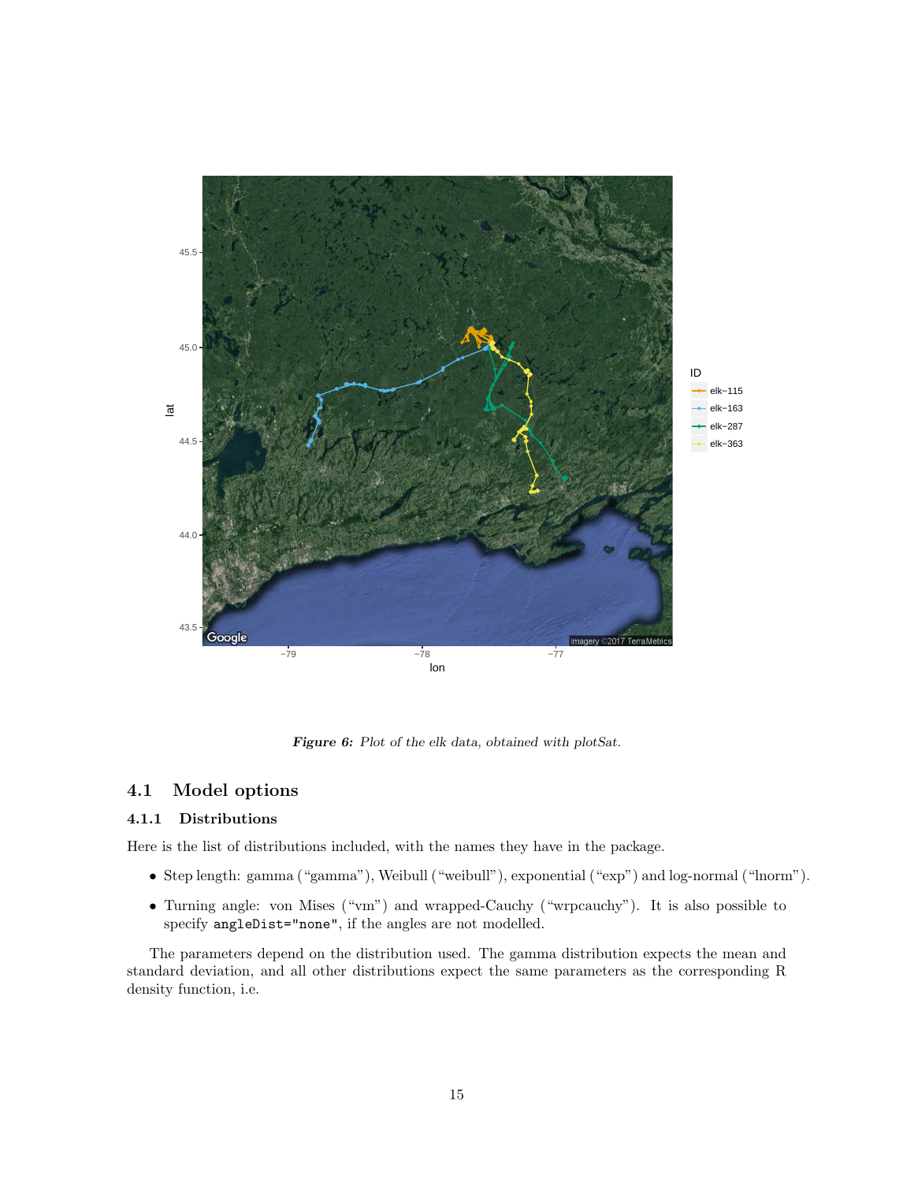*Figure 6: Plot of the elk data, obtained with plotSat.*

## 4.1 Model options

### 4.1.1 Distributions

Here is the list of distributions included, with the names they have in the package.

- Step length: gamma ("gamma"), Weibull ("weibull"), exponential ("exp") and log-normal ("lnorm").
- Turning angle: von Mises ("vm") and wrapped-Cauchy ("wrpcauchy"). It is also possible to specify `angleDist="none"`, if the angles are not modelled.

The parameters depend on the distribution used. The gamma distribution expects the mean and standard deviation, and all other distributions expect the same parameters as the corresponding R density function, i.e.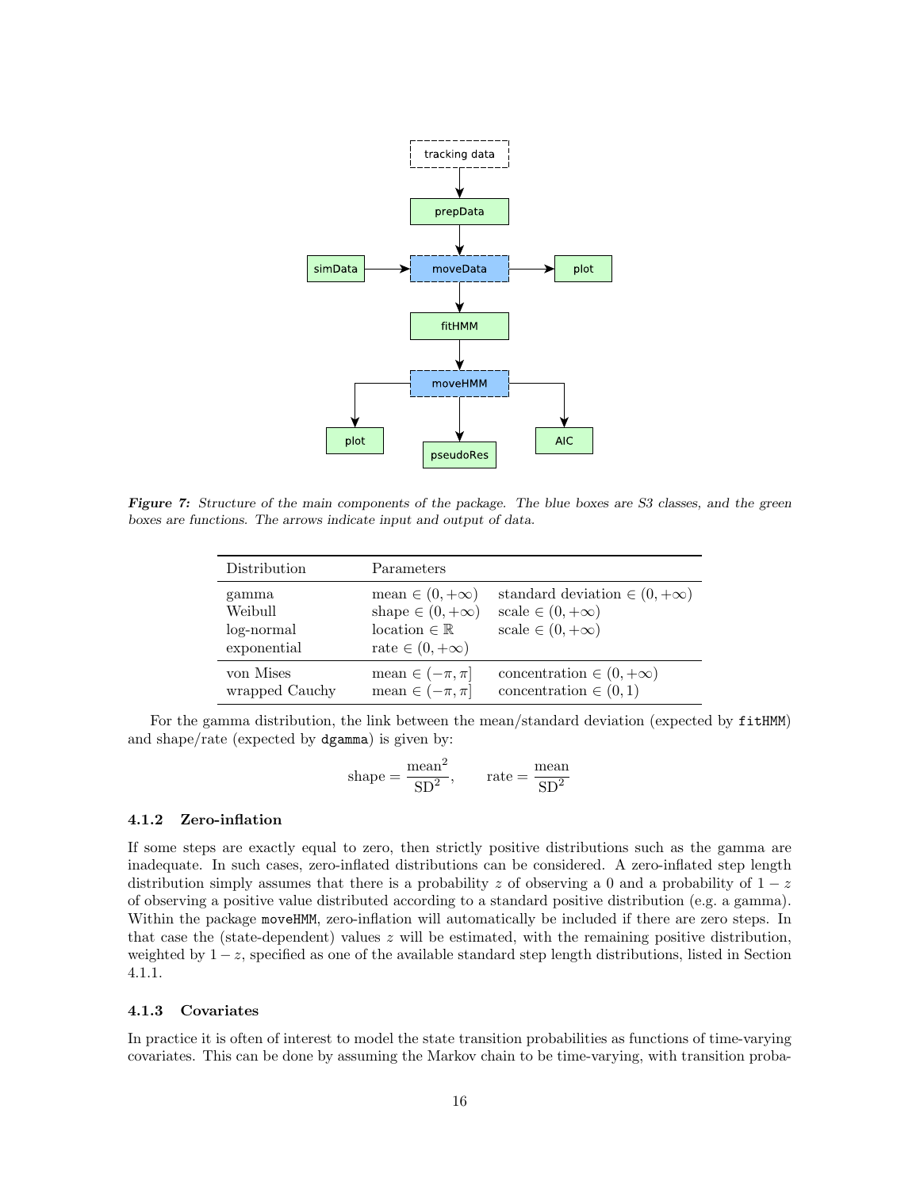*Figure 7: Structure of the main components of the package. The blue boxes are S3 classes, and the green boxes are functions. The arrows indicate input and output of data.*

| Distribution | Parameters | |
|---|---|---|
| gamma | mean $\in (0, +\infty)$ | standard deviation $\in (0, +\infty)$ |
| Weibull | shape $\in (0, +\infty)$ | scale $\in (0, +\infty)$ |
| log-normal | location $\in \mathbb{R}$ | scale $\in (0, +\infty)$ |
| exponential | rate $\in (0, +\infty)$ | |
| von Mises | mean $\in (-\pi, \pi]$ | concentration $\in (0, +\infty)$ |
| wrapped Cauchy | mean $\in (-\pi, \pi]$ | concentration $\in (0, 1)$ |

For the gamma distribution, the link between the mean/standard deviation (expected by `fitHMM`) and shape/rate (expected by `dgamma`) is given by:

$$\text{shape} = \frac{\text{mean}^2}{\text{SD}^2}, \qquad \text{rate} = \frac{\text{mean}}{\text{SD}^2}$$

### 4.1.2 Zero-inflation

If some steps are exactly equal to zero, then strictly positive distributions such as the gamma are inadequate. In such cases, zero-inflated distributions can be considered. A zero-inflated step length distribution simply assumes that there is a probability $z$ of observing a 0 and a probability of $1 - z$ of observing a positive value distributed according to a standard positive distribution (e.g. a gamma). Within the package `moveHMM`, zero-inflation will automatically be included if there are zero steps. In that case the (state-dependent) values $z$ will be estimated, with the remaining positive distribution, weighted by $1 - z$, specified as one of the available standard step length distributions, listed in Section 4.1.1.

### 4.1.3 Covariates

In practice it is often of interest to model the state transition probabilities as functions of time-varying covariates. This can be done by assuming the Markov chain to be time-varying, with transition proba-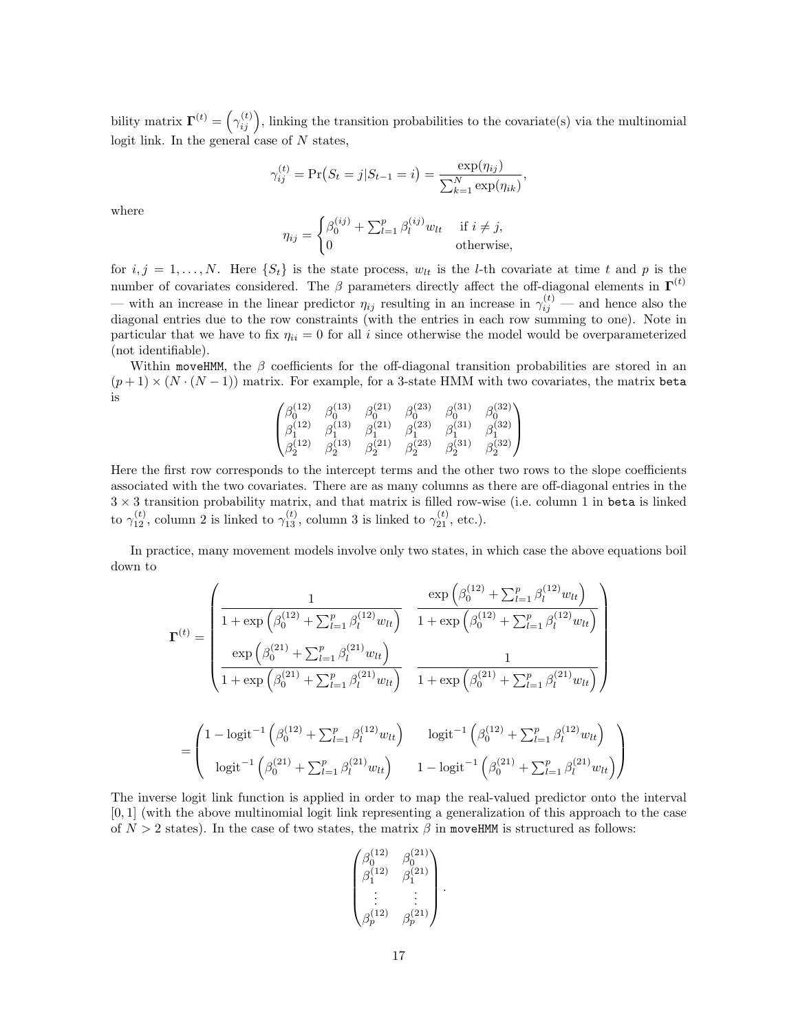bility matrix $\mathbf{\Gamma}^{(t)} = \left(\gamma_{ij}^{(t)}\right)$, linking the transition probabilities to the covariate(s) via the multinomial logit link. In the general case of $N$ states,

$$\gamma_{ij}^{(t)} = \Pr\big(S_t = j | S_{t-1} = i\big) = \frac{\exp(\eta_{ij})}{\sum_{k=1}^{N} \exp(\eta_{ik})},$$

where

$$\eta_{ij} = \begin{cases} \beta_0^{(ij)} + \sum_{l=1}^{p} \beta_l^{(ij)} w_{lt} & \text{if } i \neq j, \\ 0 & \text{otherwise,} \end{cases}$$

for $i, j = 1, \ldots, N$. Here $\{S_t\}$ is the state process, $w_{lt}$ is the $l$-th covariate at time $t$ and $p$ is the number of covariates considered. The $\beta$ parameters directly affect the off-diagonal elements in $\mathbf{\Gamma}^{(t)}$ — with an increase in the linear predictor $\eta_{ij}$ resulting in an increase in $\gamma_{ij}^{(t)}$ — and hence also the diagonal entries due to the row constraints (with the entries in each row summing to one). Note in particular that we have to fix $\eta_{ii} = 0$ for all $i$ since otherwise the model would be overparameterized (not identifiable).

Within `moveHMM`, the $\beta$ coefficients for the off-diagonal transition probabilities are stored in an $(p+1) \times (N \cdot (N-1))$ matrix. For example, for a 3-state HMM with two covariates, the matrix `beta` is

$$\begin{pmatrix} \beta_0^{(12)} & \beta_0^{(13)} & \beta_0^{(21)} & \beta_0^{(23)} & \beta_0^{(31)} & \beta_0^{(32)} \\ \beta_1^{(12)} & \beta_1^{(13)} & \beta_1^{(21)} & \beta_1^{(23)} & \beta_1^{(31)} & \beta_1^{(32)} \\ \beta_2^{(12)} & \beta_2^{(13)} & \beta_2^{(21)} & \beta_2^{(23)} & \beta_2^{(31)} & \beta_2^{(32)} \end{pmatrix}$$

Here the first row corresponds to the intercept terms and the other two rows to the slope coefficients associated with the two covariates. There are as many columns as there are off-diagonal entries in the $3 \times 3$ transition probability matrix, and that matrix is filled row-wise (i.e. column 1 in `beta` is linked to $\gamma_{12}^{(t)}$, column 2 is linked to $\gamma_{13}^{(t)}$, column 3 is linked to $\gamma_{21}^{(t)}$, etc.).

In practice, many movement models involve only two states, in which case the above equations boil down to

$$\mathbf{\Gamma}^{(t)} = \begin{pmatrix} \dfrac{1}{1 + \exp\left(\beta_0^{(12)} + \sum_{l=1}^{p} \beta_l^{(12)} w_{lt}\right)} & \dfrac{\exp\left(\beta_0^{(12)} + \sum_{l=1}^{p} \beta_l^{(12)} w_{lt}\right)}{1 + \exp\left(\beta_0^{(12)} + \sum_{l=1}^{p} \beta_l^{(12)} w_{lt}\right)} \\ \dfrac{\exp\left(\beta_0^{(21)} + \sum_{l=1}^{p} \beta_l^{(21)} w_{lt}\right)}{1 + \exp\left(\beta_0^{(21)} + \sum_{l=1}^{p} \beta_l^{(21)} w_{lt}\right)} & \dfrac{1}{1 + \exp\left(\beta_0^{(21)} + \sum_{l=1}^{p} \beta_l^{(21)} w_{lt}\right)} \end{pmatrix}$$

$$= \begin{pmatrix} 1 - \text{logit}^{-1}\left(\beta_0^{(12)} + \sum_{l=1}^{p} \beta_l^{(12)} w_{lt}\right) & \text{logit}^{-1}\left(\beta_0^{(12)} + \sum_{l=1}^{p} \beta_l^{(12)} w_{lt}\right) \\ \text{logit}^{-1}\left(\beta_0^{(21)} + \sum_{l=1}^{p} \beta_l^{(21)} w_{lt}\right) & 1 - \text{logit}^{-1}\left(\beta_0^{(21)} + \sum_{l=1}^{p} \beta_l^{(21)} w_{lt}\right) \end{pmatrix}$$

The inverse logit link function is applied in order to map the real-valued predictor onto the interval $[0, 1]$ (with the above multinomial logit link representing a generalization of this approach to the case of $N > 2$ states). In the case of two states, the matrix $\beta$ in `moveHMM` is structured as follows:

$$\begin{pmatrix} \beta_0^{(12)} & \beta_0^{(21)} \\ \beta_1^{(12)} & \beta_1^{(21)} \\ \vdots & \vdots \\ \beta_p^{(12)} & \beta_p^{(21)} \end{pmatrix}.$$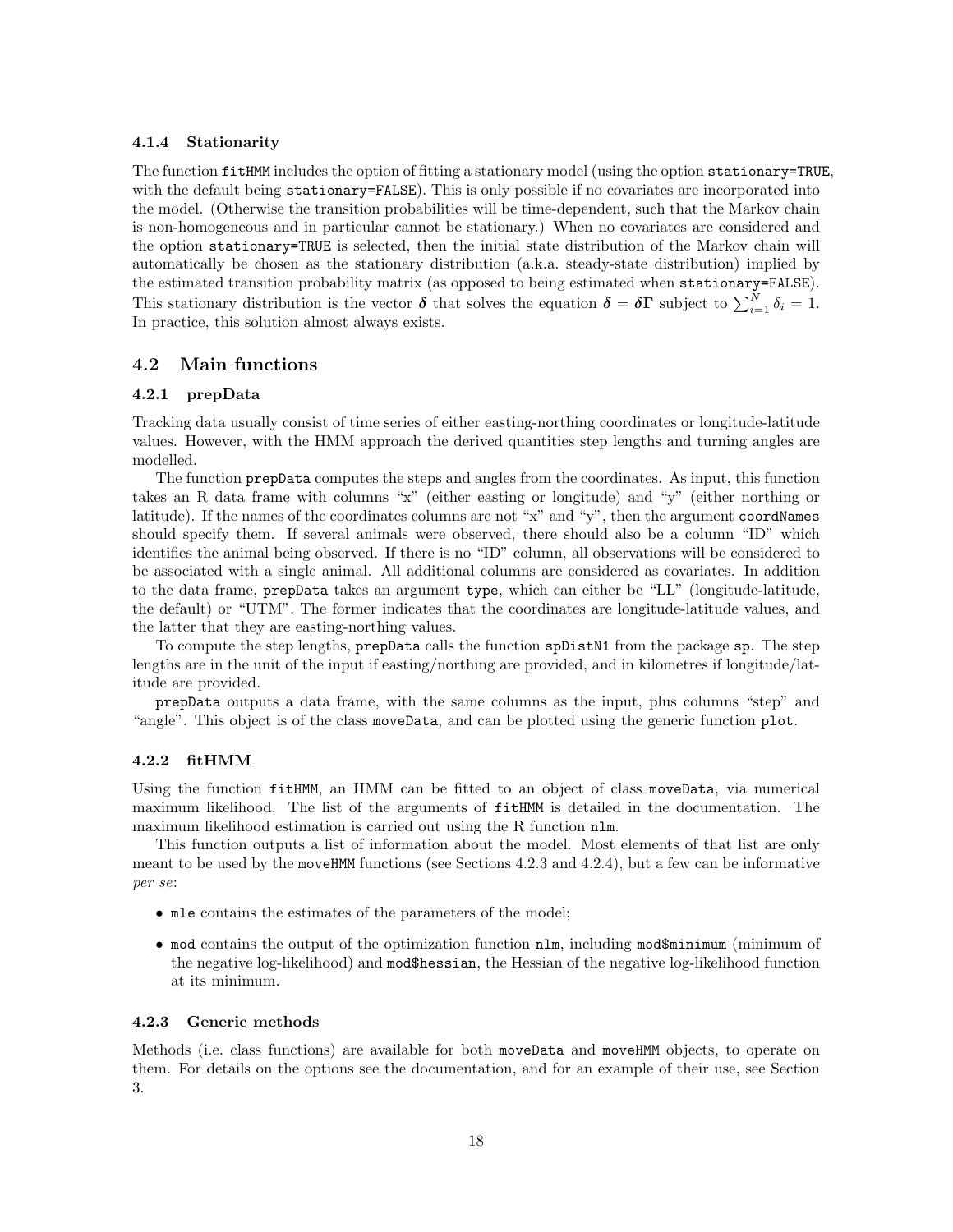#### 4.1.4 Stationarity

The function `fitHMM` includes the option of fitting a stationary model (using the option `stationary=TRUE`, with the default being `stationary=FALSE`). This is only possible if no covariates are incorporated into the model. (Otherwise the transition probabilities will be time-dependent, such that the Markov chain is non-homogeneous and in particular cannot be stationary.) When no covariates are considered and the option `stationary=TRUE` is selected, then the initial state distribution of the Markov chain will automatically be chosen as the stationary distribution (a.k.a. steady-state distribution) implied by the estimated transition probability matrix (as opposed to being estimated when `stationary=FALSE`). This stationary distribution is the vector $\boldsymbol{\delta}$ that solves the equation $\boldsymbol{\delta} = \boldsymbol{\delta}\boldsymbol{\Gamma}$ subject to $\sum_{i=1}^{N} \delta_i = 1$. In practice, this solution almost always exists.

### 4.2 Main functions

#### 4.2.1 prepData

Tracking data usually consist of time series of either easting-northing coordinates or longitude-latitude values. However, with the HMM approach the derived quantities step lengths and turning angles are modelled.

The function `prepData` computes the steps and angles from the coordinates. As input, this function takes an R data frame with columns "x" (either easting or longitude) and "y" (either northing or latitude). If the names of the coordinates columns are not "x" and "y", then the argument `coordNames` should specify them. If several animals were observed, there should also be a column "ID" which identifies the animal being observed. If there is no "ID" column, all observations will be considered to be associated with a single animal. All additional columns are considered as covariates. In addition to the data frame, `prepData` takes an argument `type`, which can either be "LL" (longitude-latitude, the default) or "UTM". The former indicates that the coordinates are longitude-latitude values, and the latter that they are easting-northing values.

To compute the step lengths, `prepData` calls the function `spDistN1` from the package `sp`. The step lengths are in the unit of the input if easting/northing are provided, and in kilometres if longitude/latitude are provided.

`prepData` outputs a data frame, with the same columns as the input, plus columns "step" and "angle". This object is of the class `moveData`, and can be plotted using the generic function `plot`.

#### 4.2.2 fitHMM

Using the function `fitHMM`, an HMM can be fitted to an object of class `moveData`, via numerical maximum likelihood. The list of the arguments of `fitHMM` is detailed in the documentation. The maximum likelihood estimation is carried out using the R function `nlm`.

This function outputs a list of information about the model. Most elements of that list are only meant to be used by the `moveHMM` functions (see Sections 4.2.3 and 4.2.4), but a few can be informative *per se*:

- `mle` contains the estimates of the parameters of the model;
- `mod` contains the output of the optimization function `nlm`, including `mod$minimum` (minimum of the negative log-likelihood) and `mod$hessian`, the Hessian of the negative log-likelihood function at its minimum.

#### 4.2.3 Generic methods

Methods (i.e. class functions) are available for both `moveData` and `moveHMM` objects, to operate on them. For details on the options see the documentation, and for an example of their use, see Section 3.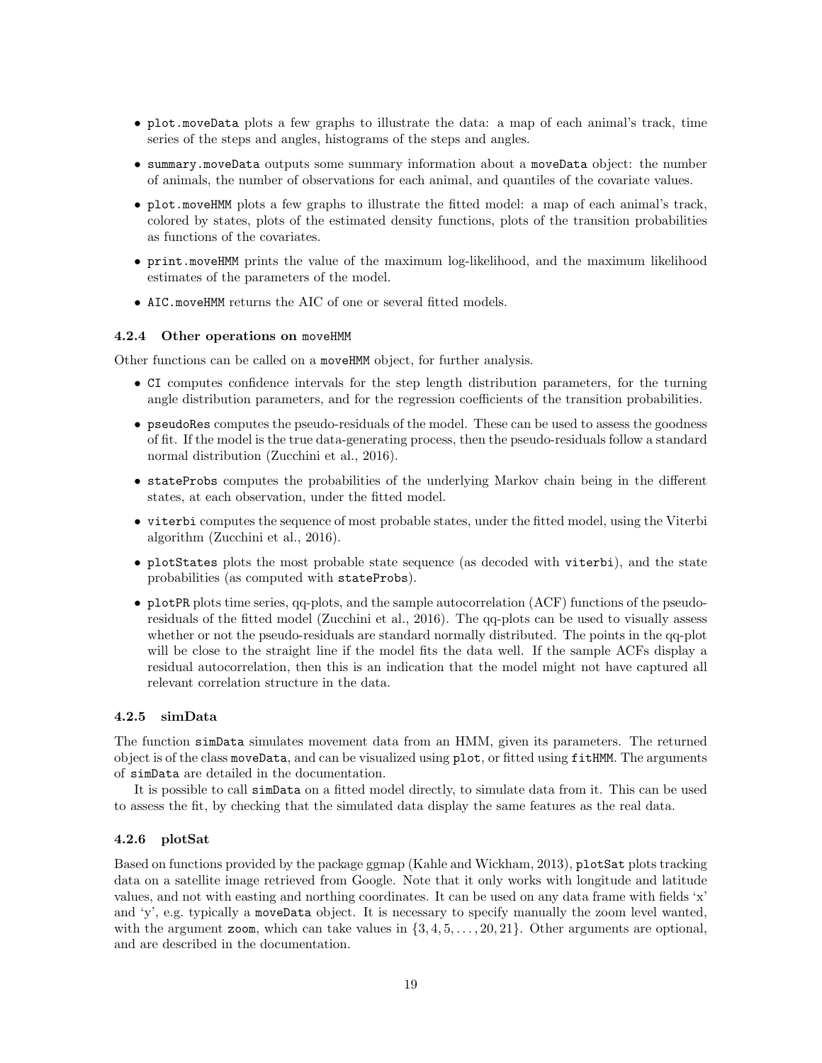- `plot.moveData` plots a few graphs to illustrate the data: a map of each animal's track, time series of the steps and angles, histograms of the steps and angles.
- `summary.moveData` outputs some summary information about a `moveData` object: the number of animals, the number of observations for each animal, and quantiles of the covariate values.
- `plot.moveHMM` plots a few graphs to illustrate the fitted model: a map of each animal's track, colored by states, plots of the estimated density functions, plots of the transition probabilities as functions of the covariates.
- `print.moveHMM` prints the value of the maximum log-likelihood, and the maximum likelihood estimates of the parameters of the model.
- `AIC.moveHMM` returns the AIC of one or several fitted models.

#### 4.2.4 Other operations on `moveHMM`

Other functions can be called on a `moveHMM` object, for further analysis.

- `CI` computes confidence intervals for the step length distribution parameters, for the turning angle distribution parameters, and for the regression coefficients of the transition probabilities.
- `pseudoRes` computes the pseudo-residuals of the model. These can be used to assess the goodness of fit. If the model is the true data-generating process, then the pseudo-residuals follow a standard normal distribution (Zucchini et al., 2016).
- `stateProbs` computes the probabilities of the underlying Markov chain being in the different states, at each observation, under the fitted model.
- `viterbi` computes the sequence of most probable states, under the fitted model, using the Viterbi algorithm (Zucchini et al., 2016).
- `plotStates` plots the most probable state sequence (as decoded with `viterbi`), and the state probabilities (as computed with `stateProbs`).
- `plotPR` plots time series, qq-plots, and the sample autocorrelation (ACF) functions of the pseudo-residuals of the fitted model (Zucchini et al., 2016). The qq-plots can be used to visually assess whether or not the pseudo-residuals are standard normally distributed. The points in the qq-plot will be close to the straight line if the model fits the data well. If the sample ACFs display a residual autocorrelation, then this is an indication that the model might not have captured all relevant correlation structure in the data.

#### 4.2.5 simData

The function `simData` simulates movement data from an HMM, given its parameters. The returned object is of the class `moveData`, and can be visualized using `plot`, or fitted using `fitHMM`. The arguments of `simData` are detailed in the documentation.

It is possible to call `simData` on a fitted model directly, to simulate data from it. This can be used to assess the fit, by checking that the simulated data display the same features as the real data.

#### 4.2.6 plotSat

Based on functions provided by the package ggmap (Kahle and Wickham, 2013), `plotSat` plots tracking data on a satellite image retrieved from Google. Note that it only works with longitude and latitude values, and not with easting and northing coordinates. It can be used on any data frame with fields 'x' and 'y', e.g. typically a `moveData` object. It is necessary to specify manually the zoom level wanted, with the argument `zoom`, which can take values in $\{3, 4, 5, \dots, 20, 21\}$. Other arguments are optional, and are described in the documentation.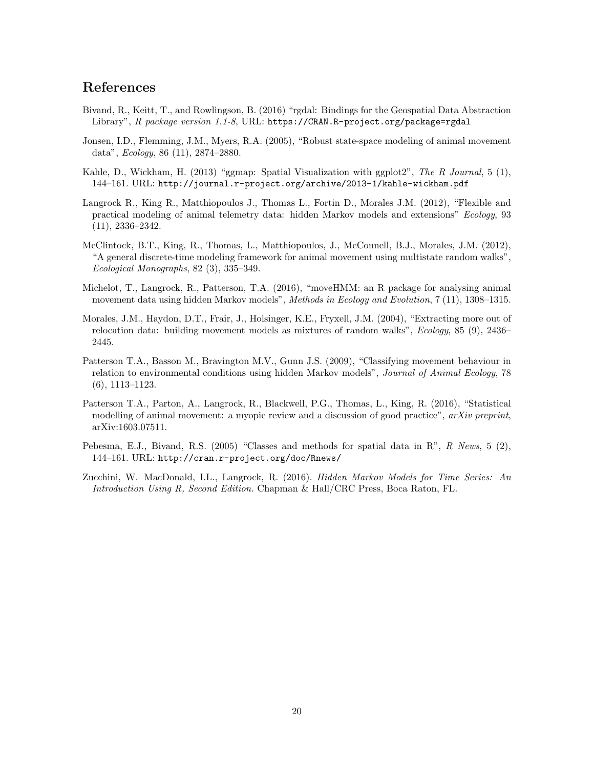# References

Bivand, R., Keitt, T., and Rowlingson, B. (2016) "rgdal: Bindings for the Geospatial Data Abstraction Library", *R package version 1.1-8*, URL: `https://CRAN.R-project.org/package=rgdal`

Jonsen, I.D., Flemming, J.M., Myers, R.A. (2005), "Robust state-space modeling of animal movement data", *Ecology*, 86 (11), 2874–2880.

Kahle, D., Wickham, H. (2013) "ggmap: Spatial Visualization with ggplot2", *The R Journal*, 5 (1), 144–161. URL: `http://journal.r-project.org/archive/2013-1/kahle-wickham.pdf`

Langrock R., King R., Matthiopoulos J., Thomas L., Fortin D., Morales J.M. (2012), "Flexible and practical modeling of animal telemetry data: hidden Markov models and extensions" *Ecology*, 93 (11), 2336–2342.

McClintock, B.T., King, R., Thomas, L., Matthiopoulos, J., McConnell, B.J., Morales, J.M. (2012), "A general discrete-time modeling framework for animal movement using multistate random walks", *Ecological Monographs*, 82 (3), 335–349.

Michelot, T., Langrock, R., Patterson, T.A. (2016), "moveHMM: an R package for analysing animal movement data using hidden Markov models", *Methods in Ecology and Evolution*, 7 (11), 1308–1315.

Morales, J.M., Haydon, D.T., Frair, J., Holsinger, K.E., Fryxell, J.M. (2004), "Extracting more out of relocation data: building movement models as mixtures of random walks", *Ecology*, 85 (9), 2436–2445.

Patterson T.A., Basson M., Bravington M.V., Gunn J.S. (2009), "Classifying movement behaviour in relation to environmental conditions using hidden Markov models", *Journal of Animal Ecology*, 78 (6), 1113–1123.

Patterson T.A., Parton, A., Langrock, R., Blackwell, P.G., Thomas, L., King, R. (2016), "Statistical modelling of animal movement: a myopic review and a discussion of good practice", *arXiv preprint*, arXiv:1603.07511.

Pebesma, E.J., Bivand, R.S. (2005) "Classes and methods for spatial data in R", *R News*, 5 (2), 144–161. URL: `http://cran.r-project.org/doc/Rnews/`

Zucchini, W. MacDonald, I.L., Langrock, R. (2016). *Hidden Markov Models for Time Series: An Introduction Using R, Second Edition.* Chapman & Hall/CRC Press, Boca Raton, FL.